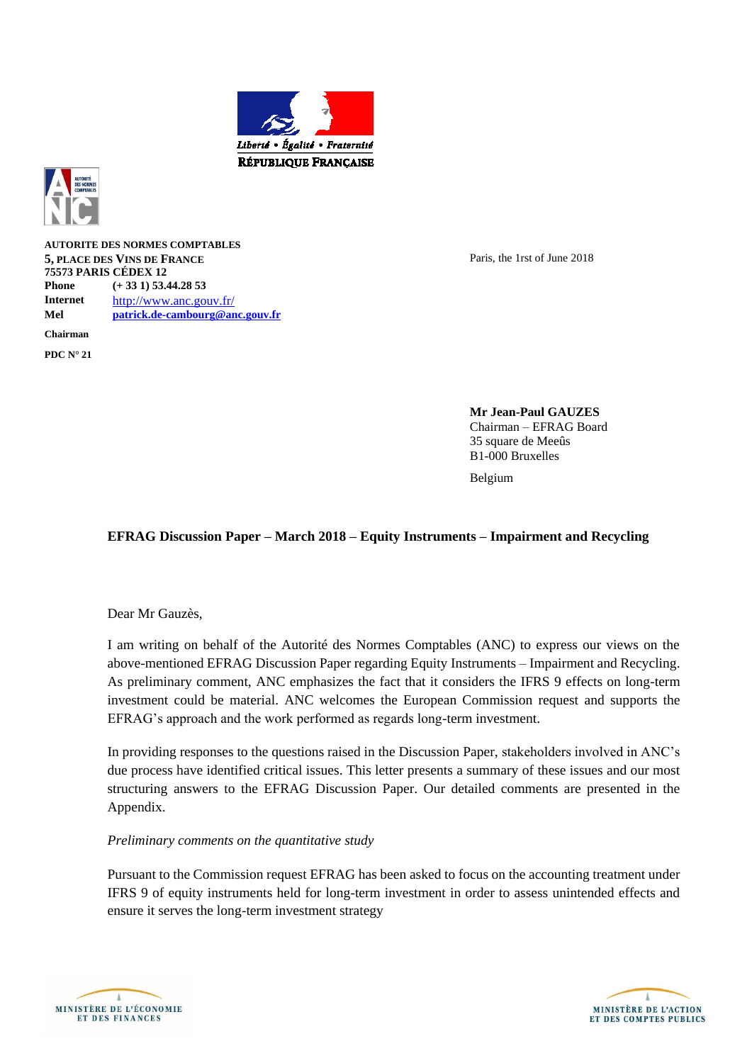AUTORITE DES NORMES COMPTABLES
5, PLACE DES VINS DE FRANCE
75573 PARIS CÉDEX 12

**Phone** (+ 33 1) 53.44.28 53
**Internet** http://www.anc.gouv.fr/
**Mel** patrick.de-cambourg@anc.gouv.fr

**Chairman**

**PDC N° 21**

Paris, the 1rst of June 2018

**Mr Jean-Paul GAUZES**
Chairman – EFRAG Board
35 square de Meeûs
B1-000 Bruxelles

Belgium

**EFRAG Discussion Paper – March 2018 – Equity Instruments – Impairment and Recycling**

Dear Mr Gauzès,

I am writing on behalf of the Autorité des Normes Comptables (ANC) to express our views on the above-mentioned EFRAG Discussion Paper regarding Equity Instruments – Impairment and Recycling. As preliminary comment, ANC emphasizes the fact that it considers the IFRS 9 effects on long-term investment could be material. ANC welcomes the European Commission request and supports the EFRAG's approach and the work performed as regards long-term investment.

In providing responses to the questions raised in the Discussion Paper, stakeholders involved in ANC's due process have identified critical issues. This letter presents a summary of these issues and our most structuring answers to the EFRAG Discussion Paper. Our detailed comments are presented in the Appendix.

*Preliminary comments on the quantitative study*

Pursuant to the Commission request EFRAG has been asked to focus on the accounting treatment under IFRS 9 of equity instruments held for long-term investment in order to assess unintended effects and ensure it serves the long-term investment strategy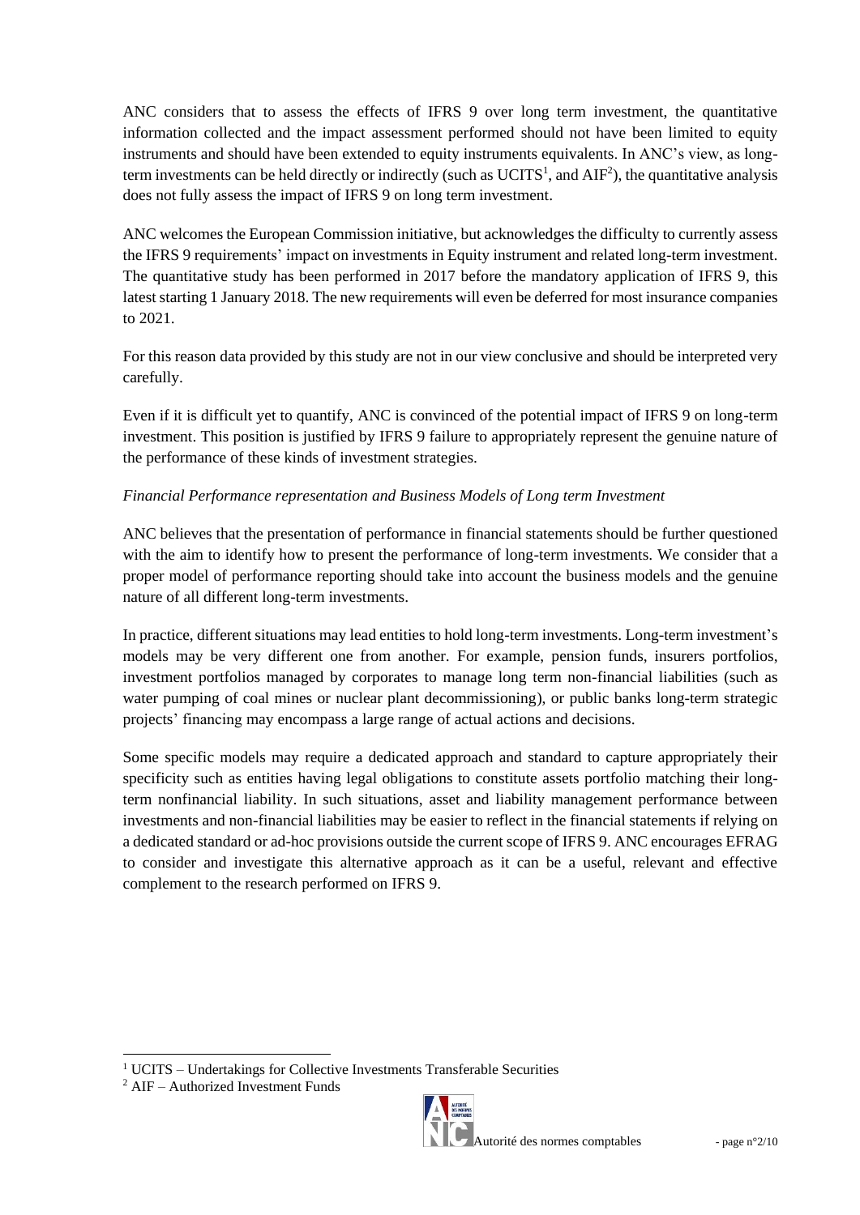ANC considers that to assess the effects of IFRS 9 over long term investment, the quantitative information collected and the impact assessment performed should not have been limited to equity instruments and should have been extended to equity instruments equivalents. In ANC's view, as long-term investments can be held directly or indirectly (such as UCITS[1], and AIF[2]), the quantitative analysis does not fully assess the impact of IFRS 9 on long term investment.

ANC welcomes the European Commission initiative, but acknowledges the difficulty to currently assess the IFRS 9 requirements' impact on investments in Equity instrument and related long-term investment. The quantitative study has been performed in 2017 before the mandatory application of IFRS 9, this latest starting 1 January 2018. The new requirements will even be deferred for most insurance companies to 2021.

For this reason data provided by this study are not in our view conclusive and should be interpreted very carefully.

Even if it is difficult yet to quantify, ANC is convinced of the potential impact of IFRS 9 on long-term investment. This position is justified by IFRS 9 failure to appropriately represent the genuine nature of the performance of these kinds of investment strategies.

*Financial Performance representation and Business Models of Long term Investment*

ANC believes that the presentation of performance in financial statements should be further questioned with the aim to identify how to present the performance of long-term investments. We consider that a proper model of performance reporting should take into account the business models and the genuine nature of all different long-term investments.

In practice, different situations may lead entities to hold long-term investments. Long-term investment's models may be very different one from another. For example, pension funds, insurers portfolios, investment portfolios managed by corporates to manage long term non-financial liabilities (such as water pumping of coal mines or nuclear plant decommissioning), or public banks long-term strategic projects' financing may encompass a large range of actual actions and decisions.

Some specific models may require a dedicated approach and standard to capture appropriately their specificity such as entities having legal obligations to constitute assets portfolio matching their long-term nonfinancial liability. In such situations, asset and liability management performance between investments and non-financial liabilities may be easier to reflect in the financial statements if relying on a dedicated standard or ad-hoc provisions outside the current scope of IFRS 9. ANC encourages EFRAG to consider and investigate this alternative approach as it can be a useful, relevant and effective complement to the research performed on IFRS 9.

---

[1] UCITS – Undertakings for Collective Investments Transferable Securities

[2] AIF – Authorized Investment Funds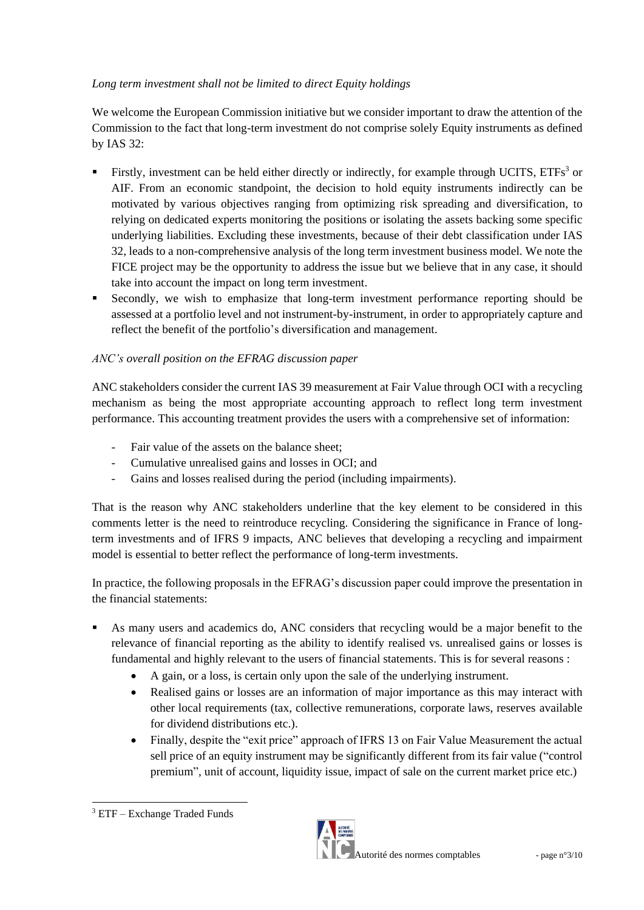*Long term investment shall not be limited to direct Equity holdings*

We welcome the European Commission initiative but we consider important to draw the attention of the Commission to the fact that long-term investment do not comprise solely Equity instruments as defined by IAS 32:

- Firstly, investment can be held either directly or indirectly, for example through UCITS, ETFs[3] or AIF. From an economic standpoint, the decision to hold equity instruments indirectly can be motivated by various objectives ranging from optimizing risk spreading and diversification, to relying on dedicated experts monitoring the positions or isolating the assets backing some specific underlying liabilities. Excluding these investments, because of their debt classification under IAS 32, leads to a non-comprehensive analysis of the long term investment business model. We note the FICE project may be the opportunity to address the issue but we believe that in any case, it should take into account the impact on long term investment.
- Secondly, we wish to emphasize that long-term investment performance reporting should be assessed at a portfolio level and not instrument-by-instrument, in order to appropriately capture and reflect the benefit of the portfolio's diversification and management.

*ANC's overall position on the EFRAG discussion paper*

ANC stakeholders consider the current IAS 39 measurement at Fair Value through OCI with a recycling mechanism as being the most appropriate accounting approach to reflect long term investment performance. This accounting treatment provides the users with a comprehensive set of information:

- Fair value of the assets on the balance sheet;
- Cumulative unrealised gains and losses in OCI; and
- Gains and losses realised during the period (including impairments).

That is the reason why ANC stakeholders underline that the key element to be considered in this comments letter is the need to reintroduce recycling. Considering the significance in France of long-term investments and of IFRS 9 impacts, ANC believes that developing a recycling and impairment model is essential to better reflect the performance of long-term investments.

In practice, the following proposals in the EFRAG's discussion paper could improve the presentation in the financial statements:

- As many users and academics do, ANC considers that recycling would be a major benefit to the relevance of financial reporting as the ability to identify realised vs. unrealised gains or losses is fundamental and highly relevant to the users of financial statements. This is for several reasons :
  - A gain, or a loss, is certain only upon the sale of the underlying instrument.
  - Realised gains or losses are an information of major importance as this may interact with other local requirements (tax, collective remunerations, corporate laws, reserves available for dividend distributions etc.).
  - Finally, despite the "exit price" approach of IFRS 13 on Fair Value Measurement the actual sell price of an equity instrument may be significantly different from its fair value ("control premium", unit of account, liquidity issue, impact of sale on the current market price etc.)

[3] ETF – Exchange Traded Funds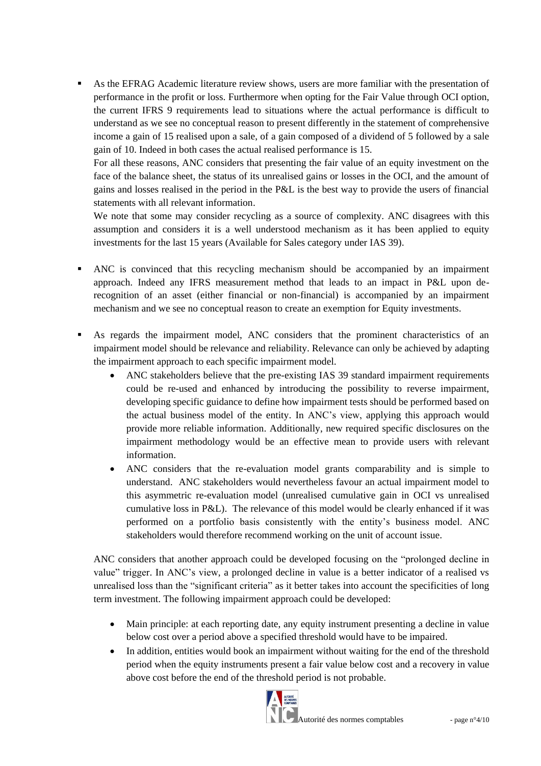- As the EFRAG Academic literature review shows, users are more familiar with the presentation of performance in the profit or loss. Furthermore when opting for the Fair Value through OCI option, the current IFRS 9 requirements lead to situations where the actual performance is difficult to understand as we see no conceptual reason to present differently in the statement of comprehensive income a gain of 15 realised upon a sale, of a gain composed of a dividend of 5 followed by a sale gain of 10. Indeed in both cases the actual realised performance is 15.

  For all these reasons, ANC considers that presenting the fair value of an equity investment on the face of the balance sheet, the status of its unrealised gains or losses in the OCI, and the amount of gains and losses realised in the period in the P&L is the best way to provide the users of financial statements with all relevant information.

  We note that some may consider recycling as a source of complexity. ANC disagrees with this assumption and considers it is a well understood mechanism as it has been applied to equity investments for the last 15 years (Available for Sales category under IAS 39).

- ANC is convinced that this recycling mechanism should be accompanied by an impairment approach. Indeed any IFRS measurement method that leads to an impact in P&L upon de-recognition of an asset (either financial or non-financial) is accompanied by an impairment mechanism and we see no conceptual reason to create an exemption for Equity investments.

- As regards the impairment model, ANC considers that the prominent characteristics of an impairment model should be relevance and reliability. Relevance can only be achieved by adapting the impairment approach to each specific impairment model.
  - ANC stakeholders believe that the pre-existing IAS 39 standard impairment requirements could be re-used and enhanced by introducing the possibility to reverse impairment, developing specific guidance to define how impairment tests should be performed based on the actual business model of the entity. In ANC's view, applying this approach would provide more reliable information. Additionally, new required specific disclosures on the impairment methodology would be an effective mean to provide users with relevant information.
  - ANC considers that the re-evaluation model grants comparability and is simple to understand. ANC stakeholders would nevertheless favour an actual impairment model to this asymmetric re-evaluation model (unrealised cumulative gain in OCI vs unrealised cumulative loss in P&L). The relevance of this model would be clearly enhanced if it was performed on a portfolio basis consistently with the entity's business model. ANC stakeholders would therefore recommend working on the unit of account issue.

  ANC considers that another approach could be developed focusing on the "prolonged decline in value" trigger. In ANC's view, a prolonged decline in value is a better indicator of a realised vs unrealised loss than the "significant criteria" as it better takes into account the specificities of long term investment. The following impairment approach could be developed:

  - Main principle: at each reporting date, any equity instrument presenting a decline in value below cost over a period above a specified threshold would have to be impaired.
  - In addition, entities would book an impairment without waiting for the end of the threshold period when the equity instruments present a fair value below cost and a recovery in value above cost before the end of the threshold period is not probable.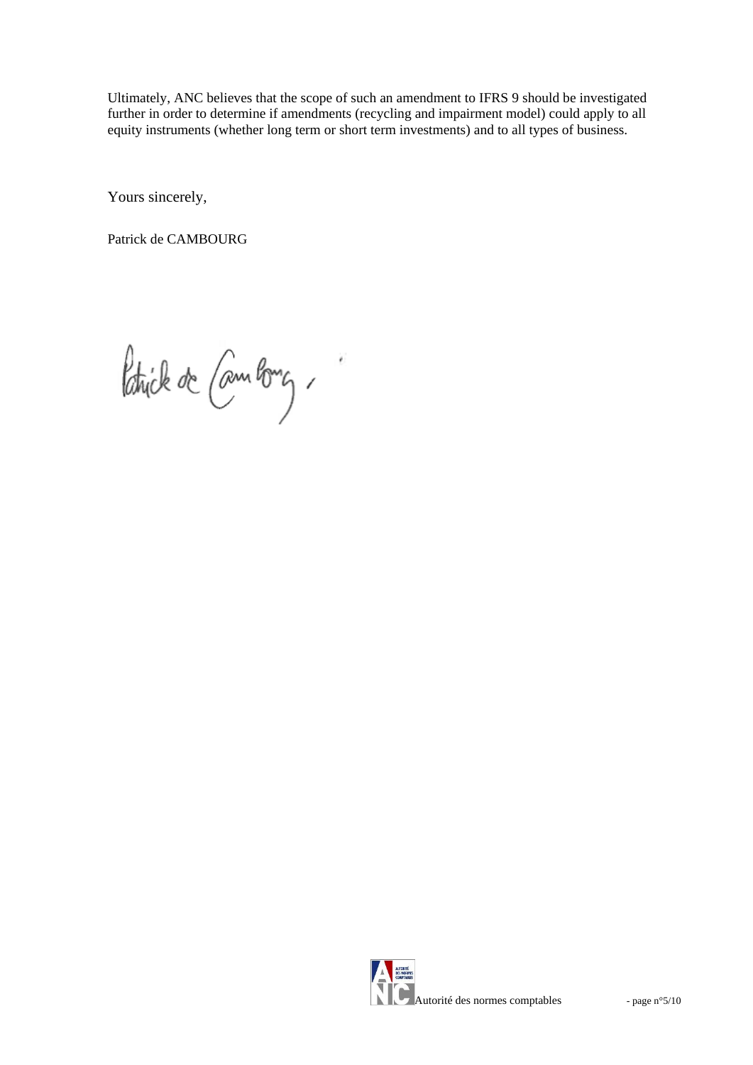Ultimately, ANC believes that the scope of such an amendment to IFRS 9 should be investigated further in order to determine if amendments (recycling and impairment model) could apply to all equity instruments (whether long term or short term investments) and to all types of business.

Yours sincerely,

Patrick de CAMBOURG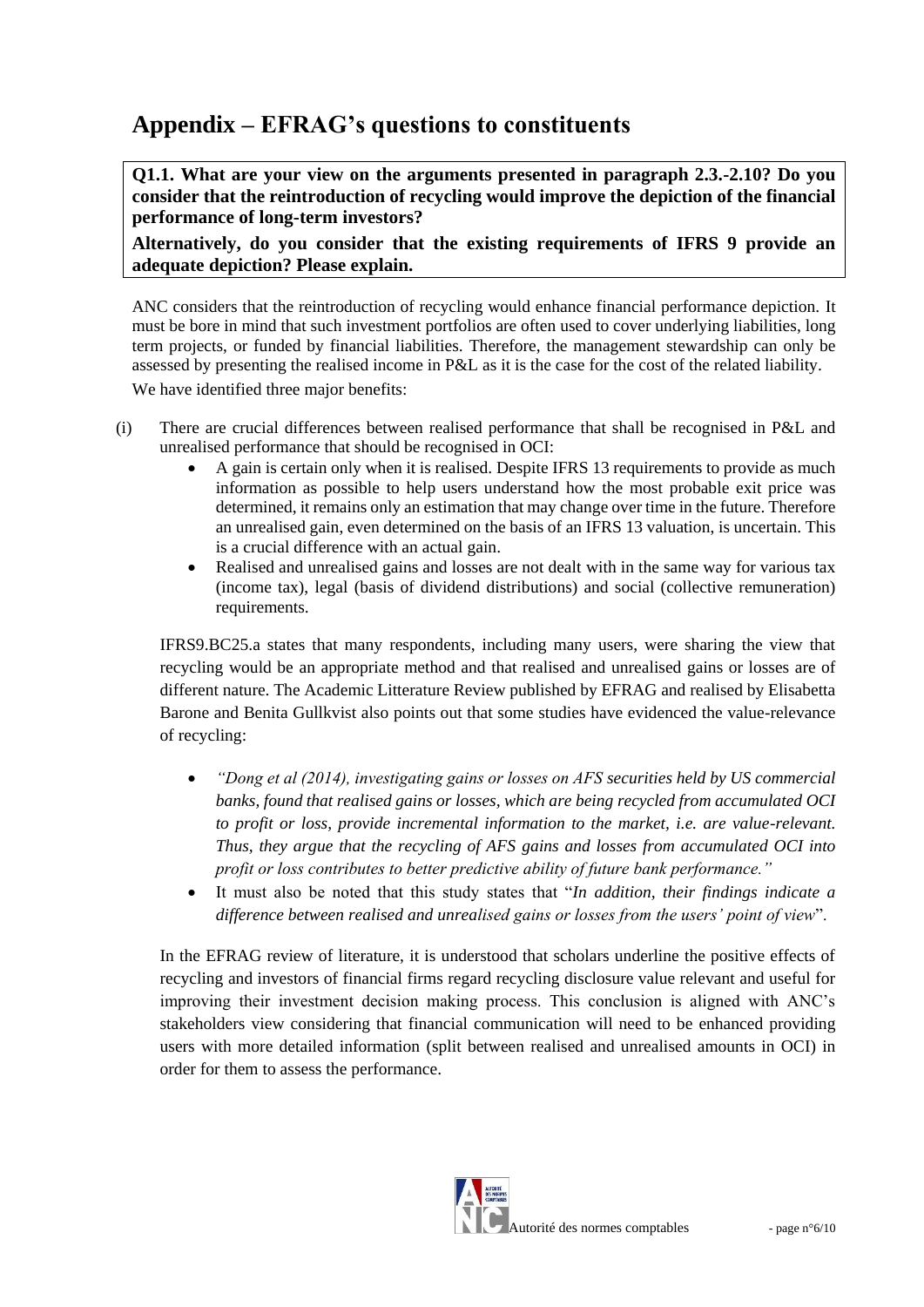# Appendix – EFRAG's questions to constituents

**Q1.1. What are your view on the arguments presented in paragraph 2.3.-2.10? Do you consider that the reintroduction of recycling would improve the depiction of the financial performance of long-term investors?**

**Alternatively, do you consider that the existing requirements of IFRS 9 provide an adequate depiction? Please explain.**

ANC considers that the reintroduction of recycling would enhance financial performance depiction. It must be bore in mind that such investment portfolios are often used to cover underlying liabilities, long term projects, or funded by financial liabilities. Therefore, the management stewardship can only be assessed by presenting the realised income in P&L as it is the case for the cost of the related liability.

We have identified three major benefits:

(i) There are crucial differences between realised performance that shall be recognised in P&L and unrealised performance that should be recognised in OCI:
   - A gain is certain only when it is realised. Despite IFRS 13 requirements to provide as much information as possible to help users understand how the most probable exit price was determined, it remains only an estimation that may change over time in the future. Therefore an unrealised gain, even determined on the basis of an IFRS 13 valuation, is uncertain. This is a crucial difference with an actual gain.
   - Realised and unrealised gains and losses are not dealt with in the same way for various tax (income tax), legal (basis of dividend distributions) and social (collective remuneration) requirements.

   IFRS9.BC25.a states that many respondents, including many users, were sharing the view that recycling would be an appropriate method and that realised and unrealised gains or losses are of different nature. The Academic Litterature Review published by EFRAG and realised by Elisabetta Barone and Benita Gullkvist also points out that some studies have evidenced the value-relevance of recycling:

   - *"Dong et al (2014), investigating gains or losses on AFS securities held by US commercial banks, found that realised gains or losses, which are being recycled from accumulated OCI to profit or loss, provide incremental information to the market, i.e. are value-relevant. Thus, they argue that the recycling of AFS gains and losses from accumulated OCI into profit or loss contributes to better predictive ability of future bank performance."*
   - It must also be noted that this study states that "*In addition, their findings indicate a difference between realised and unrealised gains or losses from the users' point of view*".

   In the EFRAG review of literature, it is understood that scholars underline the positive effects of recycling and investors of financial firms regard recycling disclosure value relevant and useful for improving their investment decision making process. This conclusion is aligned with ANC's stakeholders view considering that financial communication will need to be enhanced providing users with more detailed information (split between realised and unrealised amounts in OCI) in order for them to assess the performance.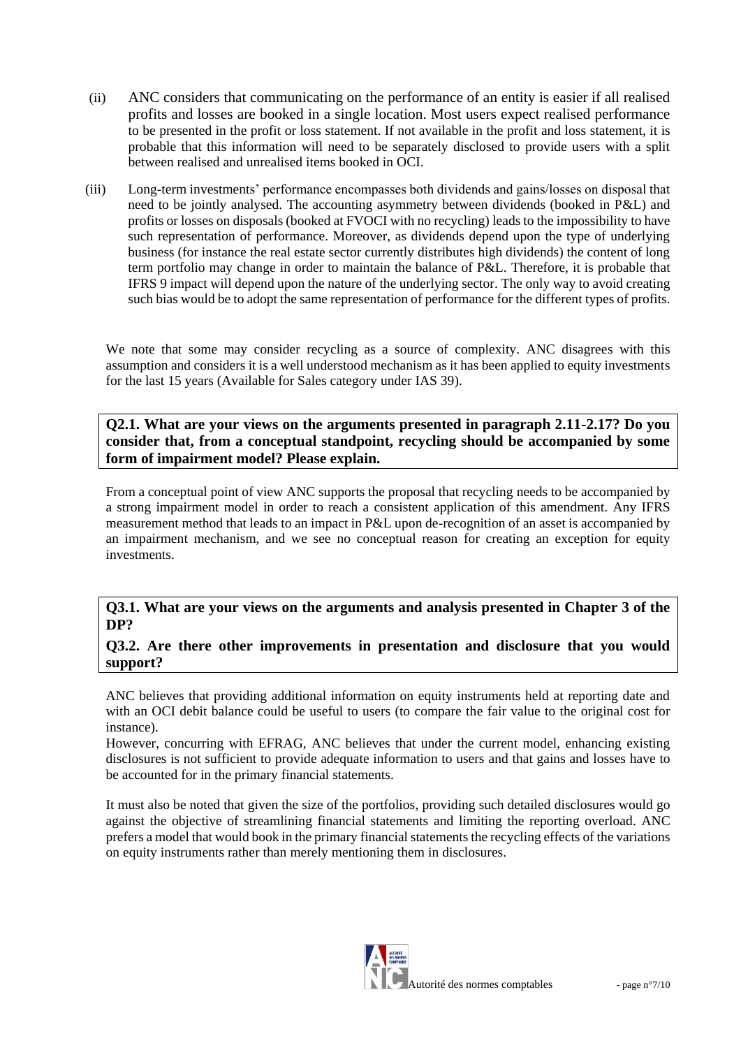(ii) ANC considers that communicating on the performance of an entity is easier if all realised profits and losses are booked in a single location. Most users expect realised performance to be presented in the profit or loss statement. If not available in the profit and loss statement, it is probable that this information will need to be separately disclosed to provide users with a split between realised and unrealised items booked in OCI.

(iii) Long-term investments' performance encompasses both dividends and gains/losses on disposal that need to be jointly analysed. The accounting asymmetry between dividends (booked in P&L) and profits or losses on disposals (booked at FVOCI with no recycling) leads to the impossibility to have such representation of performance. Moreover, as dividends depend upon the type of underlying business (for instance the real estate sector currently distributes high dividends) the content of long term portfolio may change in order to maintain the balance of P&L. Therefore, it is probable that IFRS 9 impact will depend upon the nature of the underlying sector. The only way to avoid creating such bias would be to adopt the same representation of performance for the different types of profits.

We note that some may consider recycling as a source of complexity. ANC disagrees with this assumption and considers it is a well understood mechanism as it has been applied to equity investments for the last 15 years (Available for Sales category under IAS 39).

**Q2.1. What are your views on the arguments presented in paragraph 2.11-2.17? Do you consider that, from a conceptual standpoint, recycling should be accompanied by some form of impairment model? Please explain.**

From a conceptual point of view ANC supports the proposal that recycling needs to be accompanied by a strong impairment model in order to reach a consistent application of this amendment. Any IFRS measurement method that leads to an impact in P&L upon de-recognition of an asset is accompanied by an impairment mechanism, and we see no conceptual reason for creating an exception for equity investments.

**Q3.1. What are your views on the arguments and analysis presented in Chapter 3 of the DP?**

**Q3.2. Are there other improvements in presentation and disclosure that you would support?**

ANC believes that providing additional information on equity instruments held at reporting date and with an OCI debit balance could be useful to users (to compare the fair value to the original cost for instance).
However, concurring with EFRAG, ANC believes that under the current model, enhancing existing disclosures is not sufficient to provide adequate information to users and that gains and losses have to be accounted for in the primary financial statements.

It must also be noted that given the size of the portfolios, providing such detailed disclosures would go against the objective of streamlining financial statements and limiting the reporting overload. ANC prefers a model that would book in the primary financial statements the recycling effects of the variations on equity instruments rather than merely mentioning them in disclosures.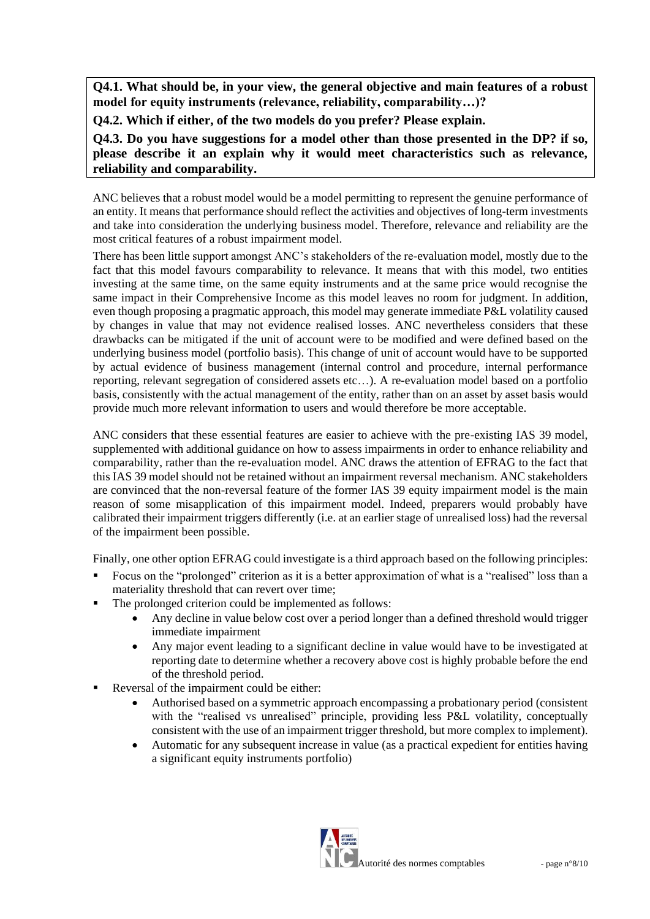**Q4.1. What should be, in your view, the general objective and main features of a robust model for equity instruments (relevance, reliability, comparability…)?**

**Q4.2. Which if either, of the two models do you prefer? Please explain.**

**Q4.3. Do you have suggestions for a model other than those presented in the DP? if so, please describe it an explain why it would meet characteristics such as relevance, reliability and comparability.**

ANC believes that a robust model would be a model permitting to represent the genuine performance of an entity. It means that performance should reflect the activities and objectives of long-term investments and take into consideration the underlying business model. Therefore, relevance and reliability are the most critical features of a robust impairment model.

There has been little support amongst ANC's stakeholders of the re-evaluation model, mostly due to the fact that this model favours comparability to relevance. It means that with this model, two entities investing at the same time, on the same equity instruments and at the same price would recognise the same impact in their Comprehensive Income as this model leaves no room for judgment. In addition, even though proposing a pragmatic approach, this model may generate immediate P&L volatility caused by changes in value that may not evidence realised losses. ANC nevertheless considers that these drawbacks can be mitigated if the unit of account were to be modified and were defined based on the underlying business model (portfolio basis). This change of unit of account would have to be supported by actual evidence of business management (internal control and procedure, internal performance reporting, relevant segregation of considered assets etc…). A re-evaluation model based on a portfolio basis, consistently with the actual management of the entity, rather than on an asset by asset basis would provide much more relevant information to users and would therefore be more acceptable.

ANC considers that these essential features are easier to achieve with the pre-existing IAS 39 model, supplemented with additional guidance on how to assess impairments in order to enhance reliability and comparability, rather than the re-evaluation model. ANC draws the attention of EFRAG to the fact that this IAS 39 model should not be retained without an impairment reversal mechanism. ANC stakeholders are convinced that the non-reversal feature of the former IAS 39 equity impairment model is the main reason of some misapplication of this impairment model. Indeed, preparers would probably have calibrated their impairment triggers differently (i.e. at an earlier stage of unrealised loss) had the reversal of the impairment been possible.

Finally, one other option EFRAG could investigate is a third approach based on the following principles:

- Focus on the "prolonged" criterion as it is a better approximation of what is a "realised" loss than a materiality threshold that can revert over time;
- The prolonged criterion could be implemented as follows:
  - Any decline in value below cost over a period longer than a defined threshold would trigger immediate impairment
  - Any major event leading to a significant decline in value would have to be investigated at reporting date to determine whether a recovery above cost is highly probable before the end of the threshold period.
- Reversal of the impairment could be either:
  - Authorised based on a symmetric approach encompassing a probationary period (consistent with the "realised vs unrealised" principle, providing less P&L volatility, conceptually consistent with the use of an impairment trigger threshold, but more complex to implement).
  - Automatic for any subsequent increase in value (as a practical expedient for entities having a significant equity instruments portfolio)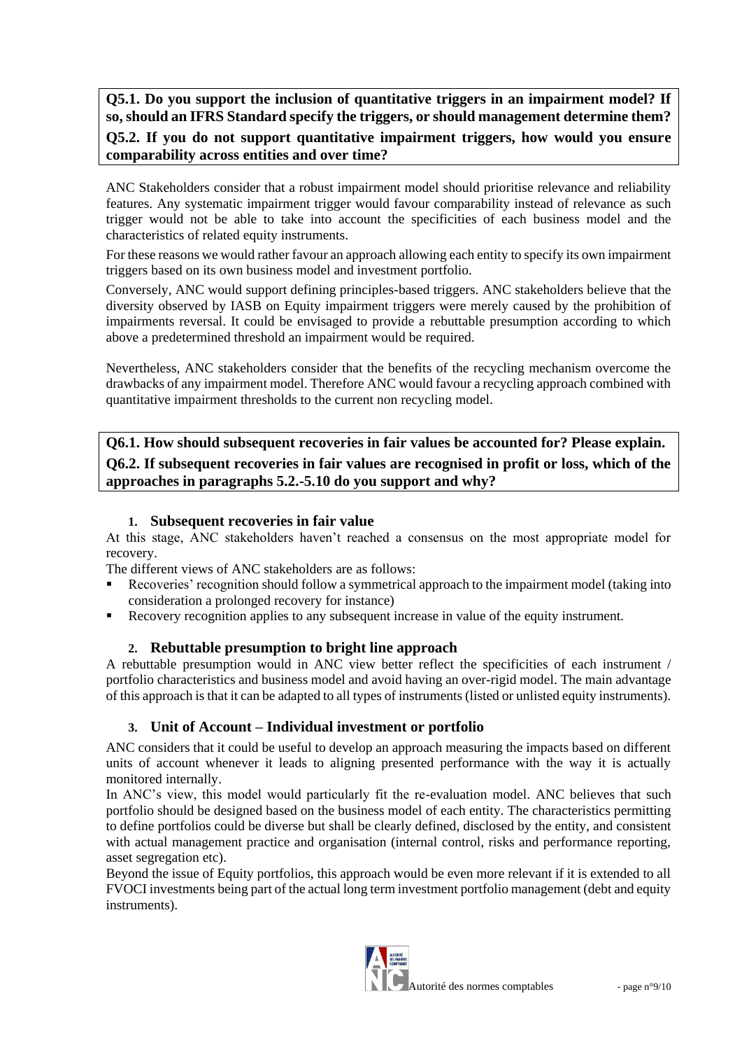**Q5.1. Do you support the inclusion of quantitative triggers in an impairment model? If so, should an IFRS Standard specify the triggers, or should management determine them?**

**Q5.2. If you do not support quantitative impairment triggers, how would you ensure comparability across entities and over time?**

ANC Stakeholders consider that a robust impairment model should prioritise relevance and reliability features. Any systematic impairment trigger would favour comparability instead of relevance as such trigger would not be able to take into account the specificities of each business model and the characteristics of related equity instruments.

For these reasons we would rather favour an approach allowing each entity to specify its own impairment triggers based on its own business model and investment portfolio.

Conversely, ANC would support defining principles-based triggers. ANC stakeholders believe that the diversity observed by IASB on Equity impairment triggers were merely caused by the prohibition of impairments reversal. It could be envisaged to provide a rebuttable presumption according to which above a predetermined threshold an impairment would be required.

Nevertheless, ANC stakeholders consider that the benefits of the recycling mechanism overcome the drawbacks of any impairment model. Therefore ANC would favour a recycling approach combined with quantitative impairment thresholds to the current non recycling model.

**Q6.1. How should subsequent recoveries in fair values be accounted for? Please explain.**

**Q6.2. If subsequent recoveries in fair values are recognised in profit or loss, which of the approaches in paragraphs 5.2.-5.10 do you support and why?**

### 1. Subsequent recoveries in fair value

At this stage, ANC stakeholders haven't reached a consensus on the most appropriate model for recovery.

The different views of ANC stakeholders are as follows:

- Recoveries' recognition should follow a symmetrical approach to the impairment model (taking into consideration a prolonged recovery for instance)
- Recovery recognition applies to any subsequent increase in value of the equity instrument.

### 2. Rebuttable presumption to bright line approach

A rebuttable presumption would in ANC view better reflect the specificities of each instrument / portfolio characteristics and business model and avoid having an over-rigid model. The main advantage of this approach is that it can be adapted to all types of instruments (listed or unlisted equity instruments).

### 3. Unit of Account – Individual investment or portfolio

ANC considers that it could be useful to develop an approach measuring the impacts based on different units of account whenever it leads to aligning presented performance with the way it is actually monitored internally.

In ANC's view, this model would particularly fit the re-evaluation model. ANC believes that such portfolio should be designed based on the business model of each entity. The characteristics permitting to define portfolios could be diverse but shall be clearly defined, disclosed by the entity, and consistent with actual management practice and organisation (internal control, risks and performance reporting, asset segregation etc).

Beyond the issue of Equity portfolios, this approach would be even more relevant if it is extended to all FVOCI investments being part of the actual long term investment portfolio management (debt and equity instruments).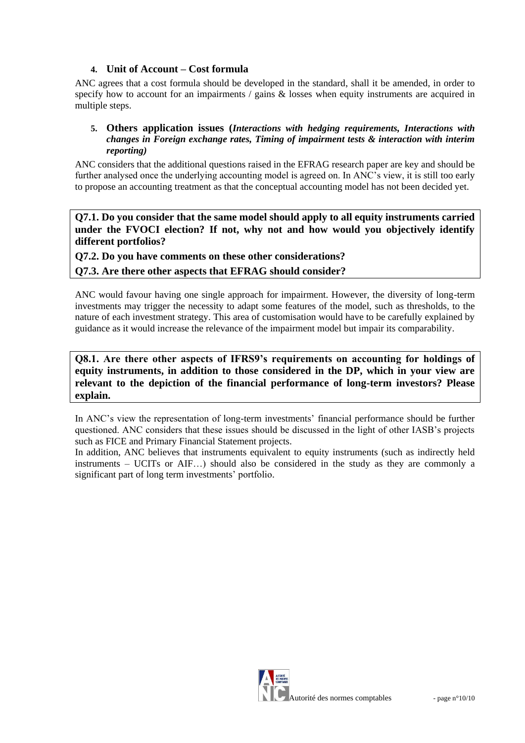#### 4. Unit of Account – Cost formula

ANC agrees that a cost formula should be developed in the standard, shall it be amended, in order to specify how to account for an impairments / gains & losses when equity instruments are acquired in multiple steps.

#### 5. Others application issues (*Interactions with hedging requirements, Interactions with changes in Foreign exchange rates, Timing of impairment tests & interaction with interim reporting)*

ANC considers that the additional questions raised in the EFRAG research paper are key and should be further analysed once the underlying accounting model is agreed on. In ANC's view, it is still too early to propose an accounting treatment as that the conceptual accounting model has not been decided yet.

**Q7.1. Do you consider that the same model should apply to all equity instruments carried under the FVOCI election? If not, why not and how would you objectively identify different portfolios?**

**Q7.2. Do you have comments on these other considerations?**

**Q7.3. Are there other aspects that EFRAG should consider?**

ANC would favour having one single approach for impairment. However, the diversity of long-term investments may trigger the necessity to adapt some features of the model, such as thresholds, to the nature of each investment strategy. This area of customisation would have to be carefully explained by guidance as it would increase the relevance of the impairment model but impair its comparability.

**Q8.1. Are there other aspects of IFRS9's requirements on accounting for holdings of equity instruments, in addition to those considered in the DP, which in your view are relevant to the depiction of the financial performance of long-term investors? Please explain.**

In ANC's view the representation of long-term investments' financial performance should be further questioned. ANC considers that these issues should be discussed in the light of other IASB's projects such as FICE and Primary Financial Statement projects.

In addition, ANC believes that instruments equivalent to equity instruments (such as indirectly held instruments – UCITs or AIF…) should also be considered in the study as they are commonly a significant part of long term investments' portfolio.